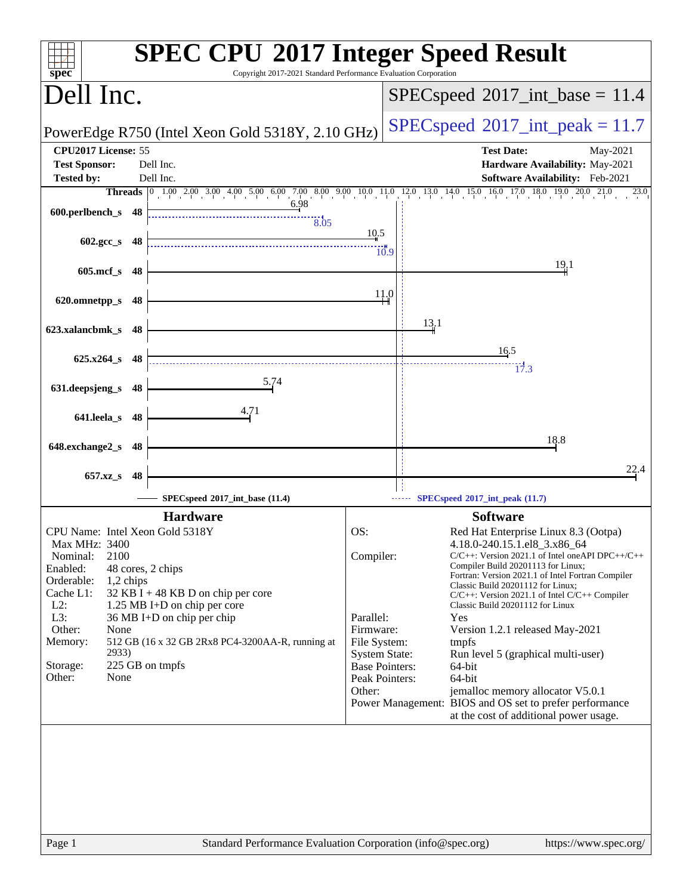# SPEC CPU 2017 Integer Speed Result

Copyright 2017-2021 Standard Performance Evaluation Corporation

## Dell Inc.

PowerEdge R750 (Intel Xeon Gold 5318Y, 2.10 GHz)

SPECspeed 2017_int_base = 11.4

SPECspeed 2017_int_peak = 11.7

| | | | |
|---|---|---|---|
| **CPU2017 License:** | 55 | **Test Date:** | May-2021 |
| **Test Sponsor:** | Dell Inc. | **Hardware Availability:** | May-2021 |
| **Tested by:** | Dell Inc. | **Software Availability:** | Feb-2021 |

| Benchmark | Threads | Base | Peak |
|---|---|---|---|
| 600.perlbench_s | 48 | 6.98 | 8.05 |
| 602.gcc_s | 48 | 10.5 | 10.9 |
| 605.mcf_s | 48 | 19.1 | |
| 620.omnetpp_s | 48 | 11.0 | |
| 623.xalancbmk_s | 48 | 13.1 | |
| 625.x264_s | 48 | 16.5 | 17.3 |
| 631.deepsjeng_s | 48 | 5.74 | |
| 641.leela_s | 48 | 4.71 | |
| 648.exchange2_s | 48 | 18.8 | |
| 657.xz_s | 48 | 22.4 | |

SPECspeed 2017_int_base (11.4) — SPECspeed 2017_int_peak (11.7)

### Hardware

| | |
|---|---|
| CPU Name: | Intel Xeon Gold 5318Y |
| Max MHz: | 3400 |
| Nominal: | 2100 |
| Enabled: | 48 cores, 2 chips |
| Orderable: | 1,2 chips |
| Cache L1: | 32 KB I + 48 KB D on chip per core |
| L2: | 1.25 MB I+D on chip per core |
| L3: | 36 MB I+D on chip per chip |
| Other: | None |
| Memory: | 512 GB (16 x 32 GB 2Rx8 PC4-3200AA-R, running at 2933) |
| Storage: | 225 GB on tmpfs |
| Other: | None |

### Software

| | |
|---|---|
| OS: | Red Hat Enterprise Linux 8.3 (Ootpa) 4.18.0-240.15.1.el8_3.x86_64 |
| Compiler: | C/C++: Version 2021.1 of Intel oneAPI DPC++/C++ Compiler Build 20201113 for Linux; Fortran: Version 2021.1 of Intel Fortran Compiler Classic Build 20201112 for Linux; C/C++: Version 2021.1 of Intel C/C++ Compiler Classic Build 20201112 for Linux |
| Parallel: | Yes |
| Firmware: | Version 1.2.1 released May-2021 |
| File System: | tmpfs |
| System State: | Run level 5 (graphical multi-user) |
| Base Pointers: | 64-bit |
| Peak Pointers: | 64-bit |
| Other: | jemalloc memory allocator V5.0.1 |
| Power Management: | BIOS and OS set to prefer performance at the cost of additional power usage. |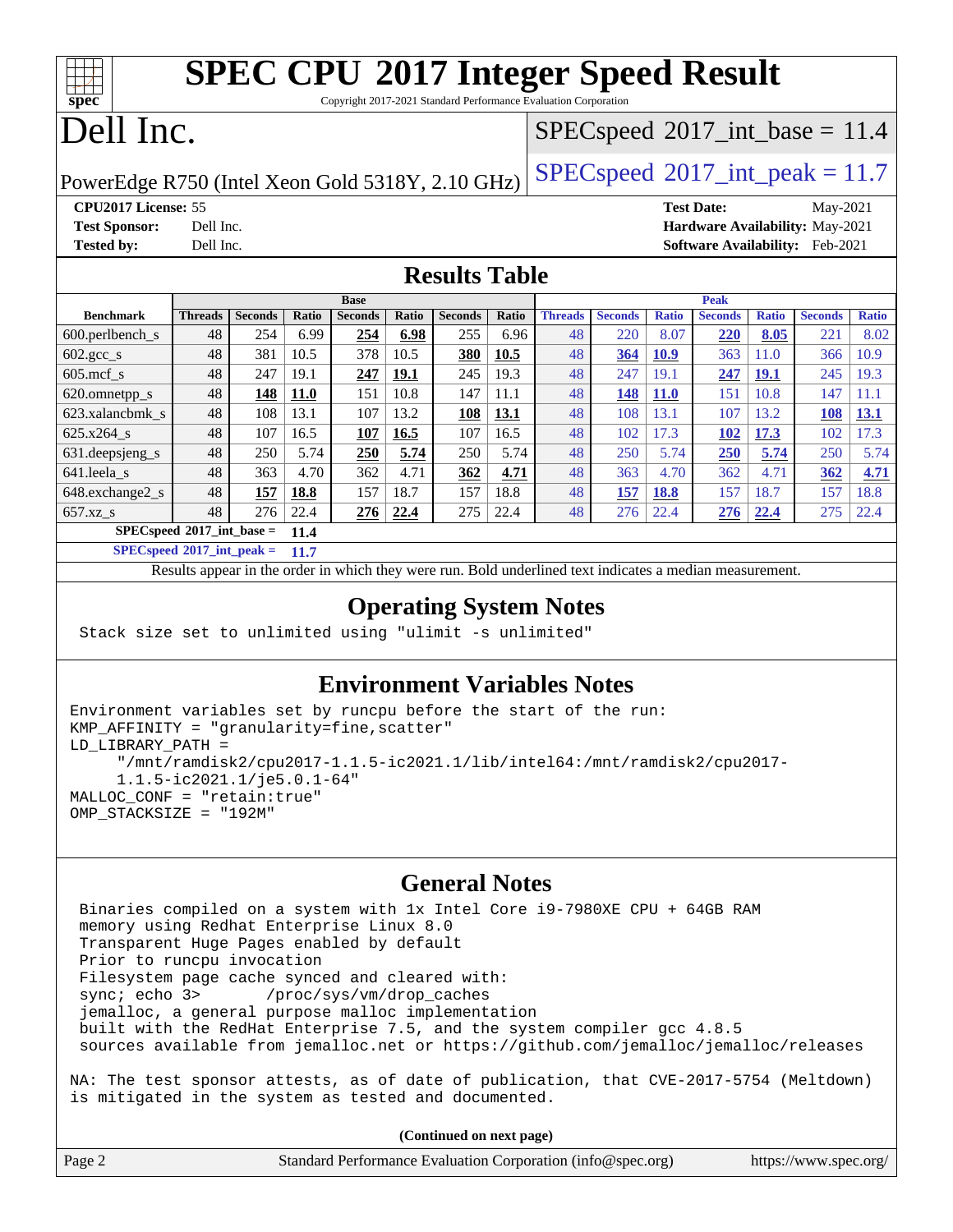# SPEC CPU 2017 Integer Speed Result

Copyright 2017-2021 Standard Performance Evaluation Corporation

# Dell Inc.

PowerEdge R750 (Intel Xeon Gold 5318Y, 2.10 GHz)

SPECspeed 2017_int_base = 11.4

SPECspeed 2017_int_peak = 11.7

**CPU2017 License:** 55
**Test Sponsor:** Dell Inc.
**Tested by:** Dell Inc.
**Test Date:** May-2021
**Hardware Availability:** May-2021
**Software Availability:** Feb-2021

## Results Table

| Benchmark | Base | | | | | | | Peak | | | | | | |
|---|---|---|---|---|---|---|---|---|---|---|---|---|---|---|
| | Threads | Seconds | Ratio | Seconds | Ratio | Seconds | Ratio | Threads | Seconds | Ratio | Seconds | Ratio | Seconds | Ratio |
| 600.perlbench_s | 48 | 254 | 6.99 | **254** | **6.98** | 255 | 6.96 | 48 | 220 | 8.07 | **220** | **8.05** | 221 | 8.02 |
| 602.gcc_s | 48 | 381 | 10.5 | 378 | 10.5 | **380** | **10.5** | 48 | **364** | **10.9** | 363 | 11.0 | 366 | 10.9 |
| 605.mcf_s | 48 | 247 | 19.1 | **247** | **19.1** | 245 | 19.3 | 48 | 247 | 19.1 | **247** | **19.1** | 245 | 19.3 |
| 620.omnetpp_s | 48 | **148** | **11.0** | 151 | 10.8 | 147 | 11.1 | 48 | **148** | **11.0** | 151 | 10.8 | 147 | 11.1 |
| 623.xalancbmk_s | 48 | 108 | 13.1 | 107 | 13.2 | **108** | **13.1** | 48 | 108 | 13.1 | 107 | 13.2 | **108** | **13.1** |
| 625.x264_s | 48 | 107 | 16.5 | **107** | **16.5** | 107 | 16.5 | 48 | 102 | 17.3 | **102** | **17.3** | 102 | 17.3 |
| 631.deepsjeng_s | 48 | 250 | 5.74 | **250** | **5.74** | 250 | 5.74 | 48 | 250 | 5.74 | **250** | **5.74** | 250 | 5.74 |
| 641.leela_s | 48 | 363 | 4.70 | 362 | 4.71 | **362** | **4.71** | 48 | 363 | 4.70 | 362 | 4.71 | **362** | **4.71** |
| 648.exchange2_s | 48 | **157** | **18.8** | 157 | 18.7 | 157 | 18.8 | 48 | **157** | **18.8** | 157 | 18.7 | 157 | 18.8 |
| 657.xz_s | 48 | 276 | 22.4 | **276** | **22.4** | 275 | 22.4 | 48 | 276 | 22.4 | **276** | **22.4** | 275 | 22.4 |

**SPECspeed 2017_int_base = 11.4**

**SPECspeed 2017_int_peak = 11.7**

Results appear in the order in which they were run. Bold underlined text indicates a median measurement.

## Operating System Notes

```
Stack size set to unlimited using "ulimit -s unlimited"
```

## Environment Variables Notes

```
Environment variables set by runcpu before the start of the run:
KMP_AFFINITY = "granularity=fine,scatter"
LD_LIBRARY_PATH =
     "/mnt/ramdisk2/cpu2017-1.1.5-ic2021.1/lib/intel64:/mnt/ramdisk2/cpu2017-
     1.1.5-ic2021.1/je5.0.1-64"
MALLOC_CONF = "retain:true"
OMP_STACKSIZE = "192M"
```

## General Notes

```
Binaries compiled on a system with 1x Intel Core i9-7980XE CPU + 64GB RAM
memory using Redhat Enterprise Linux 8.0
Transparent Huge Pages enabled by default
Prior to runcpu invocation
Filesystem page cache synced and cleared with:
sync; echo 3>       /proc/sys/vm/drop_caches
jemalloc, a general purpose malloc implementation
built with the RedHat Enterprise 7.5, and the system compiler gcc 4.8.5
sources available from jemalloc.net or https://github.com/jemalloc/jemalloc/releases

NA: The test sponsor attests, as of date of publication, that CVE-2017-5754 (Meltdown)
is mitigated in the system as tested and documented.
```

**(Continued on next page)**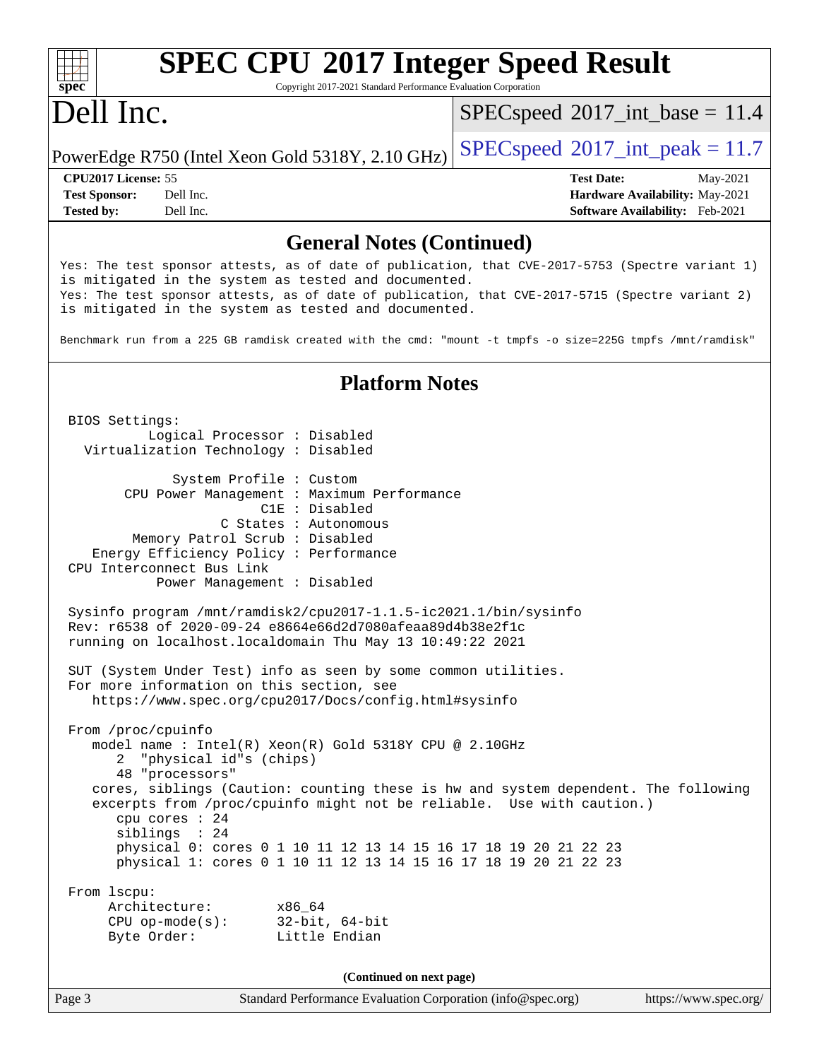## General Notes (Continued)

```
Yes: The test sponsor attests, as of date of publication, that CVE-2017-5753 (Spectre variant 1)
is mitigated in the system as tested and documented.
Yes: The test sponsor attests, as of date of publication, that CVE-2017-5715 (Spectre variant 2)
is mitigated in the system as tested and documented.

Benchmark run from a 225 GB ramdisk created with the cmd: "mount -t tmpfs -o size=225G tmpfs /mnt/ramdisk"
```

## Platform Notes

```
BIOS Settings:
        Logical Processor : Disabled
  Virtualization Technology : Disabled

           System Profile : Custom
     CPU Power Management : Maximum Performance
                      C1E : Disabled
                 C States : Autonomous
      Memory Patrol Scrub : Disabled
  Energy Efficiency Policy : Performance
CPU Interconnect Bus Link
         Power Management : Disabled

Sysinfo program /mnt/ramdisk2/cpu2017-1.1.5-ic2021.1/bin/sysinfo
Rev: r6538 of 2020-09-24 e8664e66d2d7080afeaa89d4b38e2f1c
running on localhost.localdomain Thu May 13 10:49:22 2021

SUT (System Under Test) info as seen by some common utilities.
For more information on this section, see
   https://www.spec.org/cpu2017/Docs/config.html#sysinfo

From /proc/cpuinfo
   model name : Intel(R) Xeon(R) Gold 5318Y CPU @ 2.10GHz
      2  "physical id"s (chips)
      48 "processors"
   cores, siblings (Caution: counting these is hw and system dependent. The following
   excerpts from /proc/cpuinfo might not be reliable.  Use with caution.)
      cpu cores : 24
      siblings  : 24
      physical 0: cores 0 1 10 11 12 13 14 15 16 17 18 19 20 21 22 23
      physical 1: cores 0 1 10 11 12 13 14 15 16 17 18 19 20 21 22 23

From lscpu:
     Architecture:        x86_64
     CPU op-mode(s):      32-bit, 64-bit
     Byte Order:          Little Endian
```

(Continued on next page)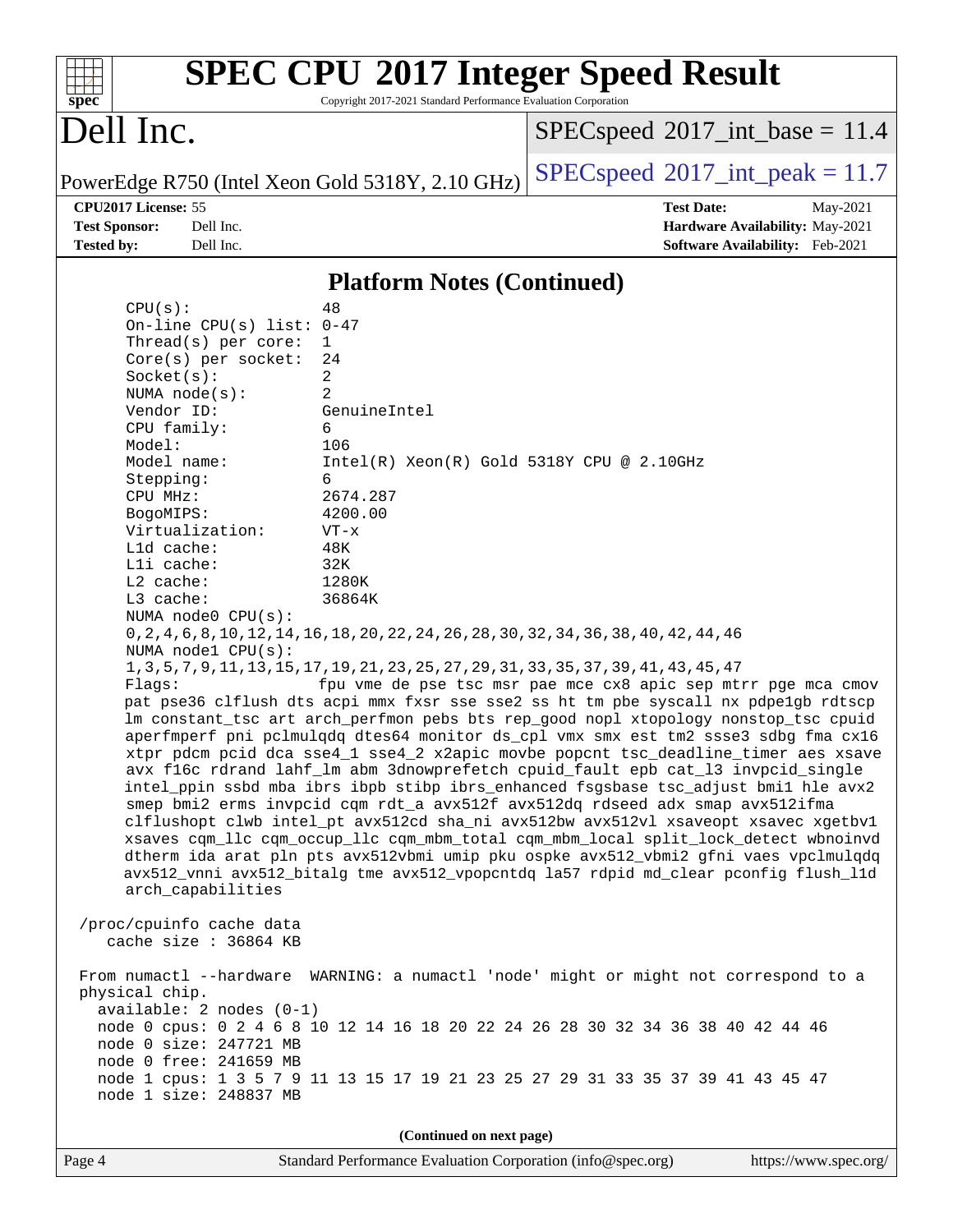# SPEC CPU 2017 Integer Speed Result

Copyright 2017-2021 Standard Performance Evaluation Corporation

# Dell Inc.

PowerEdge R750 (Intel Xeon Gold 5318Y, 2.10 GHz)

SPECspeed 2017_int_base = 11.4

SPECspeed 2017_int_peak = 11.7

**CPU2017 License:** 55
**Test Sponsor:** Dell Inc.
**Tested by:** Dell Inc.

**Test Date:** May-2021
**Hardware Availability:** May-2021
**Software Availability:** Feb-2021

## Platform Notes (Continued)

```
    CPU(s):                48
    On-line CPU(s) list:   0-47
    Thread(s) per core:    1
    Core(s) per socket:    24
    Socket(s):             2
    NUMA node(s):          2
    Vendor ID:             GenuineIntel
    CPU family:            6
    Model:                 106
    Model name:            Intel(R) Xeon(R) Gold 5318Y CPU @ 2.10GHz
    Stepping:              6
    CPU MHz:               2674.287
    BogoMIPS:              4200.00
    Virtualization:        VT-x
    L1d cache:             48K
    L1i cache:             32K
    L2 cache:              1280K
    L3 cache:              36864K
    NUMA node0 CPU(s):
    0,2,4,6,8,10,12,14,16,18,20,22,24,26,28,30,32,34,36,38,40,42,44,46
    NUMA node1 CPU(s):
    1,3,5,7,9,11,13,15,17,19,21,23,25,27,29,31,33,35,37,39,41,43,45,47
    Flags:                 fpu vme de pse tsc msr pae mce cx8 apic sep mtrr pge mca cmov
    pat pse36 clflush dts acpi mmx fxsr sse sse2 ss ht tm pbe syscall nx pdpe1gb rdtscp
    lm constant_tsc art arch_perfmon pebs bts rep_good nopl xtopology nonstop_tsc cpuid
    aperfmperf pni pclmulqdq dtes64 monitor ds_cpl vmx smx est tm2 ssse3 sdbg fma cx16
    xtpr pdcm pcid dca sse4_1 sse4_2 x2apic movbe popcnt tsc_deadline_timer aes xsave
    avx f16c rdrand lahf_lm abm 3dnowprefetch cpuid_fault epb cat_l3 invpcid_single
    intel_ppin ssbd mba ibrs ibpb stibp ibrs_enhanced fsgsbase tsc_adjust bmi1 hle avx2
    smep bmi2 erms invpcid cqm rdt_a avx512f avx512dq rdseed adx smap avx512ifma
    clflushopt clwb intel_pt avx512cd sha_ni avx512bw avx512vl xsaveopt xsavec xgetbv1
    xsaves cqm_llc cqm_occup_llc cqm_mbm_total cqm_mbm_local split_lock_detect wbnoinvd
    dtherm ida arat pln pts avx512vbmi umip pku ospke avx512_vbmi2 gfni vaes vpclmulqdq
    avx512_vnni avx512_bitalg tme avx512_vpopcntdq la57 rdpid md_clear pconfig flush_l1d
    arch_capabilities

 /proc/cpuinfo cache data
    cache size : 36864 KB

 From numactl --hardware  WARNING: a numactl 'node' might or might not correspond to a
 physical chip.
   available: 2 nodes (0-1)
   node 0 cpus: 0 2 4 6 8 10 12 14 16 18 20 22 24 26 28 30 32 34 36 38 40 42 44 46
   node 0 size: 247721 MB
   node 0 free: 241659 MB
   node 1 cpus: 1 3 5 7 9 11 13 15 17 19 21 23 25 27 29 31 33 35 37 39 41 43 45 47
   node 1 size: 248837 MB
```

(Continued on next page)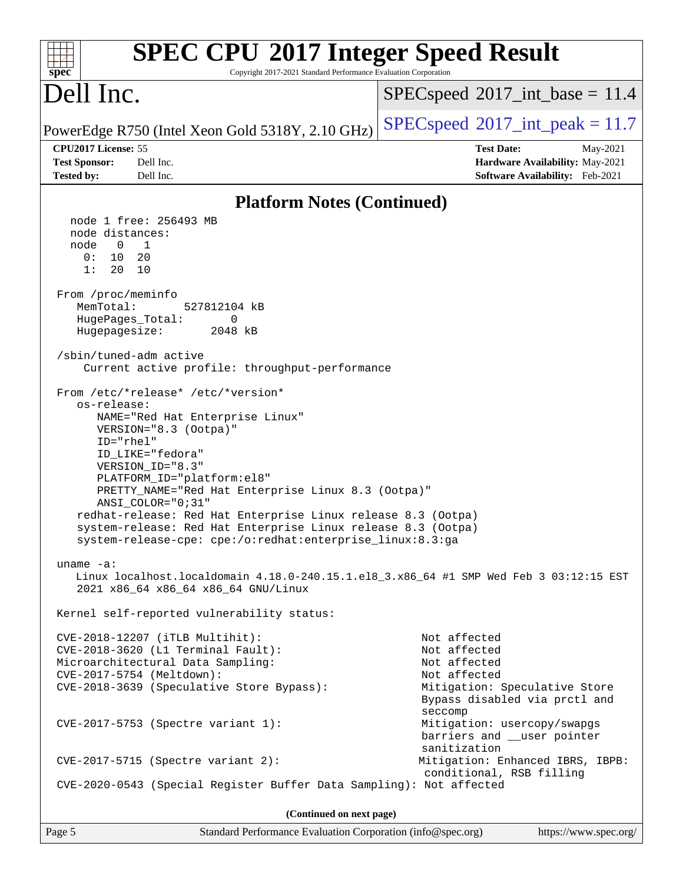## Platform Notes (Continued)

```
  node 1 free: 256493 MB
  node distances:
  node   0   1
    0:  10  20
    1:  20  10

From /proc/meminfo
   MemTotal:       527812104 kB
   HugePages_Total:       0
   Hugepagesize:       2048 kB

/sbin/tuned-adm active
    Current active profile: throughput-performance

From /etc/*release* /etc/*version*
   os-release:
      NAME="Red Hat Enterprise Linux"
      VERSION="8.3 (Ootpa)"
      ID="rhel"
      ID_LIKE="fedora"
      VERSION_ID="8.3"
      PLATFORM_ID="platform:el8"
      PRETTY_NAME="Red Hat Enterprise Linux 8.3 (Ootpa)"
      ANSI_COLOR="0;31"
   redhat-release: Red Hat Enterprise Linux release 8.3 (Ootpa)
   system-release: Red Hat Enterprise Linux release 8.3 (Ootpa)
   system-release-cpe: cpe:/o:redhat:enterprise_linux:8.3:ga

uname -a:
   Linux localhost.localdomain 4.18.0-240.15.1.el8_3.x86_64 #1 SMP Wed Feb 3 03:12:15 EST
   2021 x86_64 x86_64 x86_64 GNU/Linux

Kernel self-reported vulnerability status:

CVE-2018-12207 (iTLB Multihit):                          Not affected
CVE-2018-3620 (L1 Terminal Fault):                       Not affected
Microarchitectural Data Sampling:                        Not affected
CVE-2017-5754 (Meltdown):                                Not affected
CVE-2018-3639 (Speculative Store Bypass):                Mitigation: Speculative Store
                                                         Bypass disabled via prctl and
                                                         seccomp
CVE-2017-5753 (Spectre variant 1):                       Mitigation: usercopy/swapgs
                                                         barriers and __user pointer
                                                         sanitization
CVE-2017-5715 (Spectre variant 2):                       Mitigation: Enhanced IBRS, IBPB:
                                                         conditional, RSB filling
CVE-2020-0543 (Special Register Buffer Data Sampling): Not affected
```

(Continued on next page)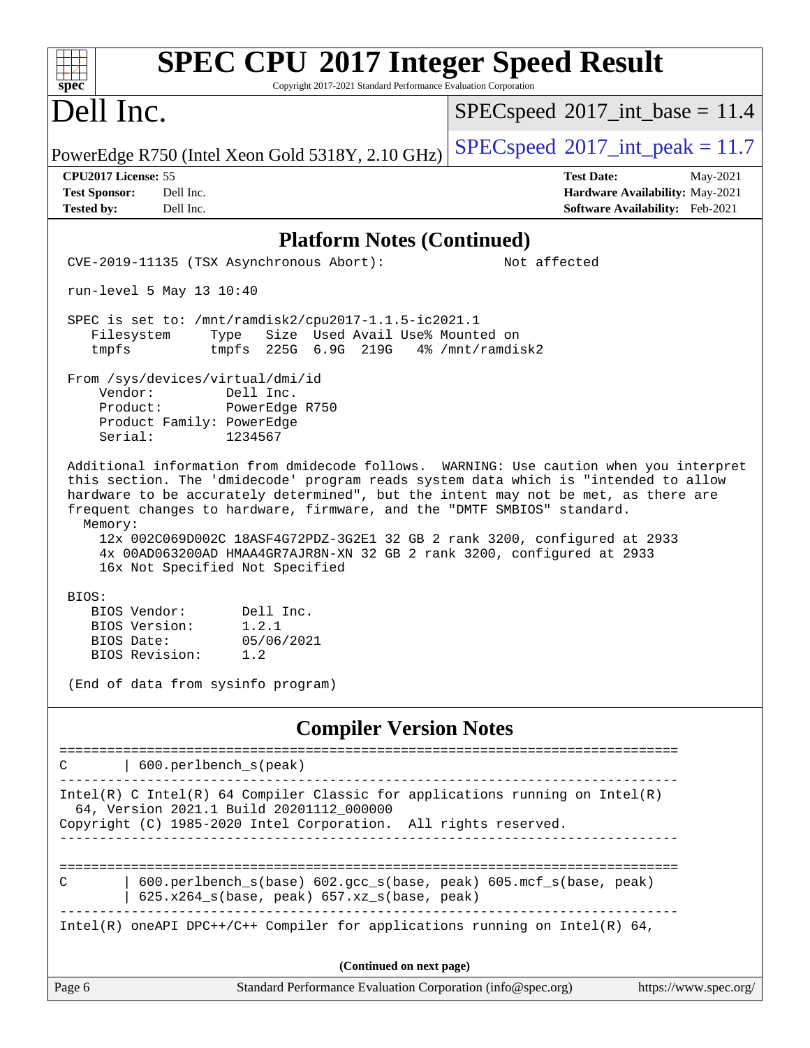## Platform Notes (Continued)

```
CVE-2019-11135 (TSX Asynchronous Abort):                    Not affected

run-level 5 May 13 10:40

SPEC is set to: /mnt/ramdisk2/cpu2017-1.1.5-ic2021.1
   Filesystem     Type   Size  Used Avail Use% Mounted on
   tmpfs          tmpfs  225G  6.9G  219G   4% /mnt/ramdisk2

From /sys/devices/virtual/dmi/id
    Vendor:         Dell Inc.
    Product:        PowerEdge R750
    Product Family: PowerEdge
    Serial:         1234567

Additional information from dmidecode follows.  WARNING: Use caution when you interpret
this section. The 'dmidecode' program reads system data which is "intended to allow
hardware to be accurately determined", but the intent may not be met, as there are
frequent changes to hardware, firmware, and the "DMTF SMBIOS" standard.
  Memory:
    12x 002C069D002C 18ASF4G72PDZ-3G2E1 32 GB 2 rank 3200, configured at 2933
    4x 00AD063200AD HMAA4GR7AJR8N-XN 32 GB 2 rank 3200, configured at 2933
    16x Not Specified Not Specified

BIOS:
   BIOS Vendor:       Dell Inc.
   BIOS Version:      1.2.1
   BIOS Date:         05/06/2021
   BIOS Revision:     1.2

(End of data from sysinfo program)
```

## Compiler Version Notes

```
==============================================================================
C       | 600.perlbench_s(peak)
------------------------------------------------------------------------------
Intel(R) C Intel(R) 64 Compiler Classic for applications running on Intel(R)
  64, Version 2021.1 Build 20201112_000000
Copyright (C) 1985-2020 Intel Corporation.  All rights reserved.
------------------------------------------------------------------------------

==============================================================================
C       | 600.perlbench_s(base) 602.gcc_s(base, peak) 605.mcf_s(base, peak)
        | 625.x264_s(base, peak) 657.xz_s(base, peak)
------------------------------------------------------------------------------
Intel(R) oneAPI DPC++/C++ Compiler for applications running on Intel(R) 64,
```

(Continued on next page)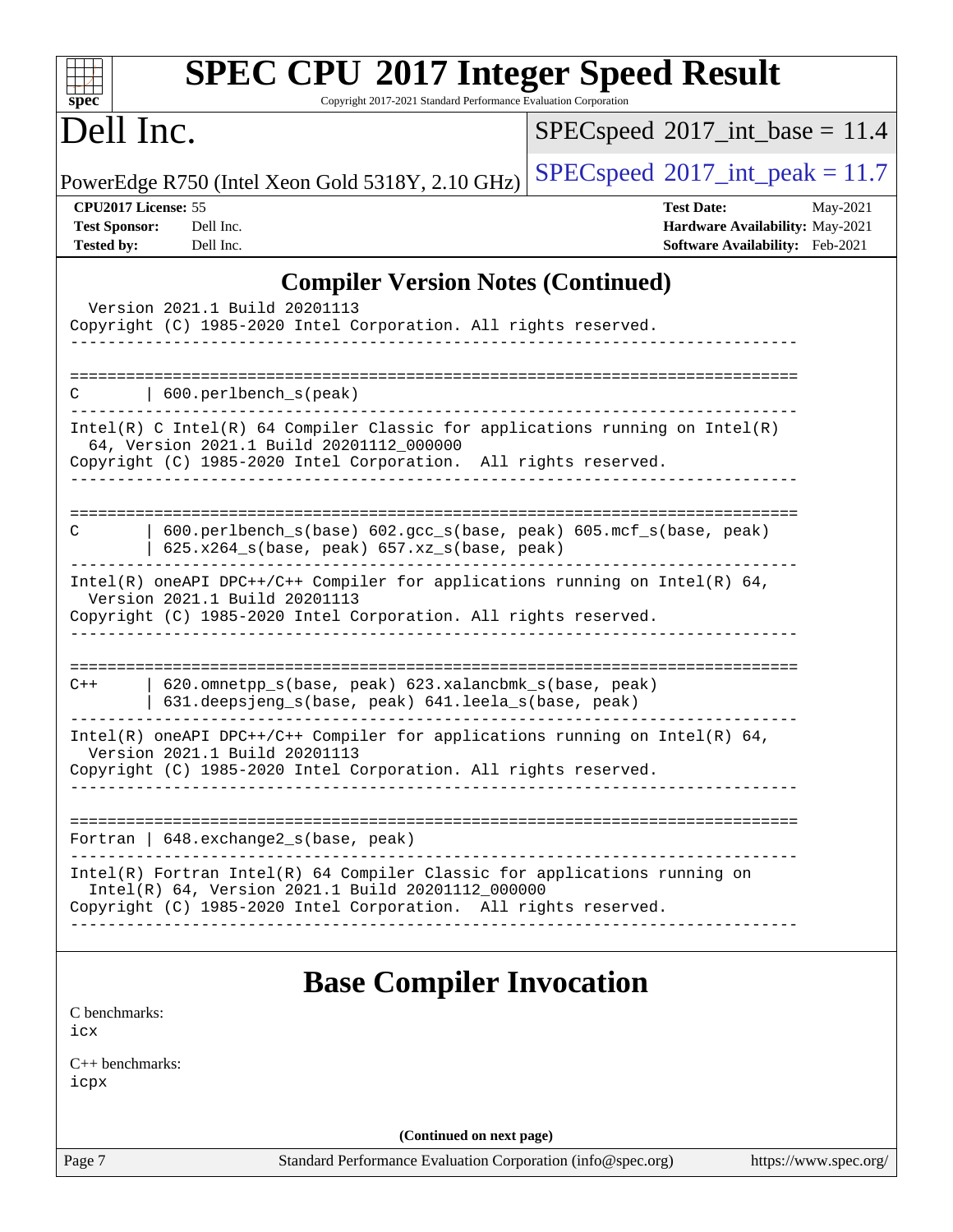## Compiler Version Notes (Continued)

```
  Version 2021.1 Build 20201113
Copyright (C) 1985-2020 Intel Corporation. All rights reserved.
------------------------------------------------------------------------------

==============================================================================
C       | 600.perlbench_s(peak)
------------------------------------------------------------------------------
Intel(R) C Intel(R) 64 Compiler Classic for applications running on Intel(R)
  64, Version 2021.1 Build 20201112_000000
Copyright (C) 1985-2020 Intel Corporation.  All rights reserved.
------------------------------------------------------------------------------

==============================================================================
C       | 600.perlbench_s(base) 602.gcc_s(base, peak) 605.mcf_s(base, peak)
        | 625.x264_s(base, peak) 657.xz_s(base, peak)
------------------------------------------------------------------------------
Intel(R) oneAPI DPC++/C++ Compiler for applications running on Intel(R) 64,
  Version 2021.1 Build 20201113
Copyright (C) 1985-2020 Intel Corporation. All rights reserved.
------------------------------------------------------------------------------

==============================================================================
C++     | 620.omnetpp_s(base, peak) 623.xalancbmk_s(base, peak)
        | 631.deepsjeng_s(base, peak) 641.leela_s(base, peak)
------------------------------------------------------------------------------
Intel(R) oneAPI DPC++/C++ Compiler for applications running on Intel(R) 64,
  Version 2021.1 Build 20201113
Copyright (C) 1985-2020 Intel Corporation. All rights reserved.
------------------------------------------------------------------------------

==============================================================================
Fortran | 648.exchange2_s(base, peak)
------------------------------------------------------------------------------
Intel(R) Fortran Intel(R) 64 Compiler Classic for applications running on
  Intel(R) 64, Version 2021.1 Build 20201112_000000
Copyright (C) 1985-2020 Intel Corporation.  All rights reserved.
------------------------------------------------------------------------------
```

## Base Compiler Invocation

C benchmarks:
icx

C++ benchmarks:
icpx

(Continued on next page)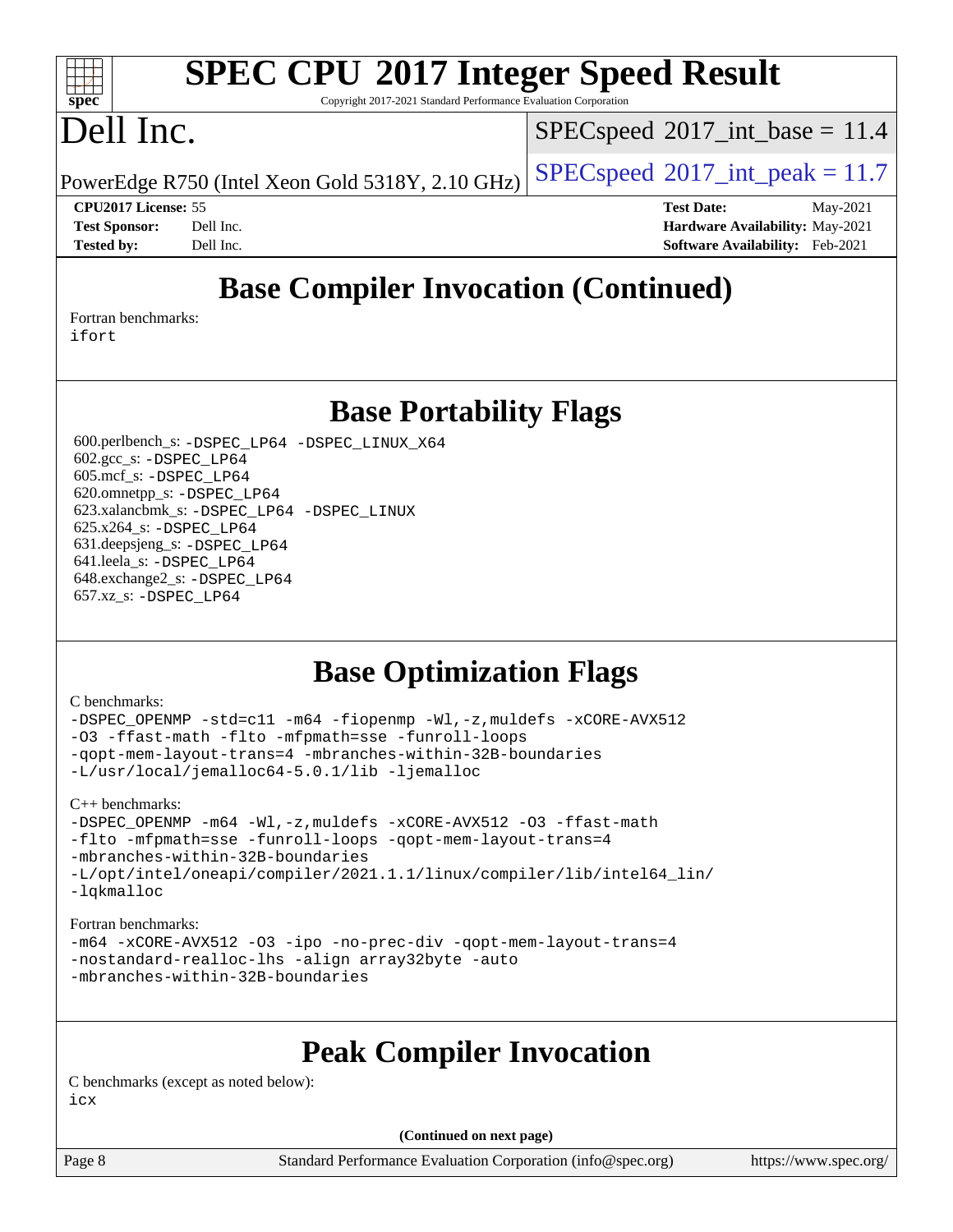# SPEC CPU 2017 Integer Speed Result

Copyright 2017-2021 Standard Performance Evaluation Corporation

# Dell Inc.

PowerEdge R750 (Intel Xeon Gold 5318Y, 2.10 GHz)

SPECspeed 2017_int_base = 11.4

SPECspeed 2017_int_peak = 11.7

**CPU2017 License:** 55
**Test Sponsor:** Dell Inc.
**Tested by:** Dell Inc.

**Test Date:** May-2021
**Hardware Availability:** May-2021
**Software Availability:** Feb-2021

## Base Compiler Invocation (Continued)

Fortran benchmarks:
ifort

## Base Portability Flags

600.perlbench_s: -DSPEC_LP64 -DSPEC_LINUX_X64
602.gcc_s: -DSPEC_LP64
605.mcf_s: -DSPEC_LP64
620.omnetpp_s: -DSPEC_LP64
623.xalancbmk_s: -DSPEC_LP64 -DSPEC_LINUX
625.x264_s: -DSPEC_LP64
631.deepsjeng_s: -DSPEC_LP64
641.leela_s: -DSPEC_LP64
648.exchange2_s: -DSPEC_LP64
657.xz_s: -DSPEC_LP64

## Base Optimization Flags

C benchmarks:
-DSPEC_OPENMP -std=c11 -m64 -fiopenmp -Wl,-z,muldefs -xCORE-AVX512 -O3 -ffast-math -flto -mfpmath=sse -funroll-loops -qopt-mem-layout-trans=4 -mbranches-within-32B-boundaries -L/usr/local/jemalloc64-5.0.1/lib -ljemalloc

C++ benchmarks:
-DSPEC_OPENMP -m64 -Wl,-z,muldefs -xCORE-AVX512 -O3 -ffast-math -flto -mfpmath=sse -funroll-loops -qopt-mem-layout-trans=4 -mbranches-within-32B-boundaries -L/opt/intel/oneapi/compiler/2021.1.1/linux/compiler/lib/intel64_lin/ -lqkmalloc

Fortran benchmarks:
-m64 -xCORE-AVX512 -O3 -ipo -no-prec-div -qopt-mem-layout-trans=4 -nostandard-realloc-lhs -align array32byte -auto -mbranches-within-32B-boundaries

## Peak Compiler Invocation

C benchmarks (except as noted below):
icx

(Continued on next page)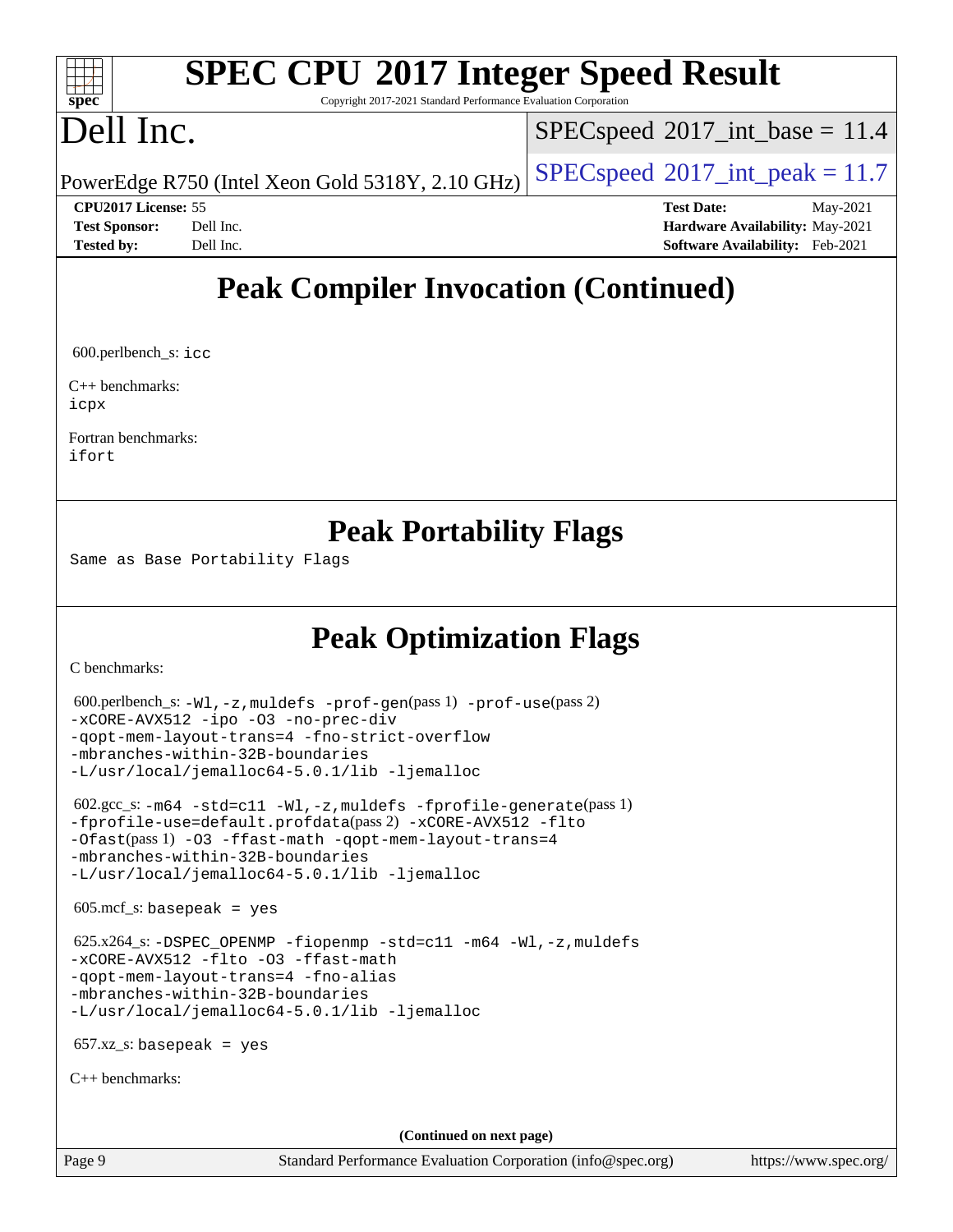## Peak Compiler Invocation (Continued)

600.perlbench_s: `icc`

C++ benchmarks:
`icpx`

Fortran benchmarks:
`ifort`

## Peak Portability Flags

Same as Base Portability Flags

## Peak Optimization Flags

C benchmarks:

600.perlbench_s: `-Wl,-z,muldefs -prof-gen`(pass 1) `-prof-use`(pass 2)
`-xCORE-AVX512 -ipo -O3 -no-prec-div`
`-qopt-mem-layout-trans=4 -fno-strict-overflow`
`-mbranches-within-32B-boundaries`
`-L/usr/local/jemalloc64-5.0.1/lib -ljemalloc`

602.gcc_s: `-m64 -std=c11 -Wl,-z,muldefs -fprofile-generate`(pass 1)
`-fprofile-use=default.profdata`(pass 2) `-xCORE-AVX512 -flto`
`-Ofast`(pass 1) `-O3 -ffast-math -qopt-mem-layout-trans=4`
`-mbranches-within-32B-boundaries`
`-L/usr/local/jemalloc64-5.0.1/lib -ljemalloc`

605.mcf_s: `basepeak = yes`

625.x264_s: `-DSPEC_OPENMP -fiopenmp -std=c11 -m64 -Wl,-z,muldefs`
`-xCORE-AVX512 -flto -O3 -ffast-math`
`-qopt-mem-layout-trans=4 -fno-alias`
`-mbranches-within-32B-boundaries`
`-L/usr/local/jemalloc64-5.0.1/lib -ljemalloc`

657.xz_s: `basepeak = yes`

C++ benchmarks:

(Continued on next page)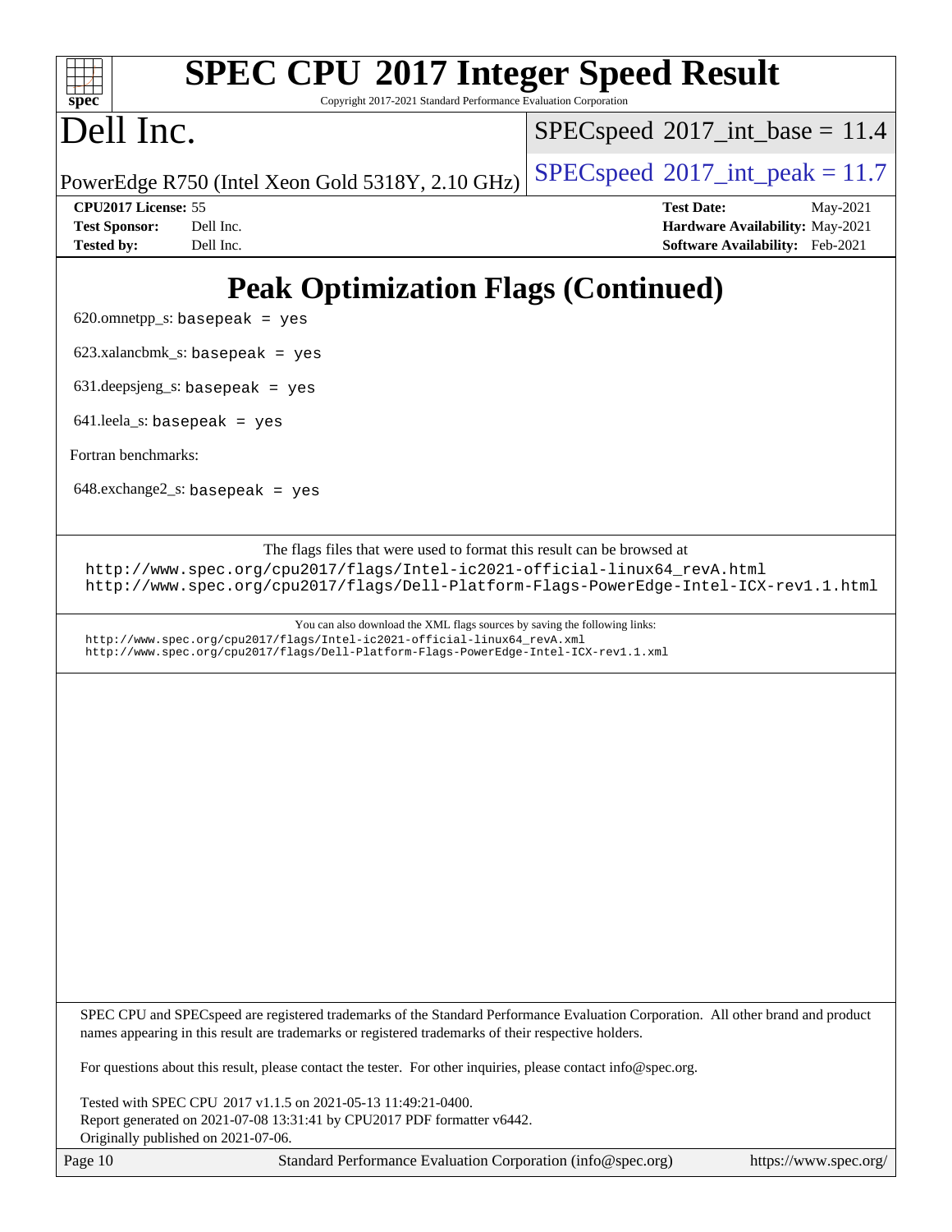# Peak Optimization Flags (Continued)

620.omnetpp_s: `basepeak = yes`

623.xalancbmk_s: `basepeak = yes`

631.deepsjeng_s: `basepeak = yes`

641.leela_s: `basepeak = yes`

Fortran benchmarks:

648.exchange2_s: `basepeak = yes`

The flags files that were used to format this result can be browsed at
http://www.spec.org/cpu2017/flags/Intel-ic2021-official-linux64_revA.html
http://www.spec.org/cpu2017/flags/Dell-Platform-Flags-PowerEdge-Intel-ICX-rev1.1.html

You can also download the XML flags sources by saving the following links:
http://www.spec.org/cpu2017/flags/Intel-ic2021-official-linux64_revA.xml
http://www.spec.org/cpu2017/flags/Dell-Platform-Flags-PowerEdge-Intel-ICX-rev1.1.xml

SPEC CPU and SPECspeed are registered trademarks of the Standard Performance Evaluation Corporation. All other brand and product names appearing in this result are trademarks or registered trademarks of their respective holders.

For questions about this result, please contact the tester. For other inquiries, please contact info@spec.org.

Tested with SPEC CPU 2017 v1.1.5 on 2021-05-13 11:49:21-0400.
Report generated on 2021-07-08 13:31:41 by CPU2017 PDF formatter v6442.
Originally published on 2021-07-06.